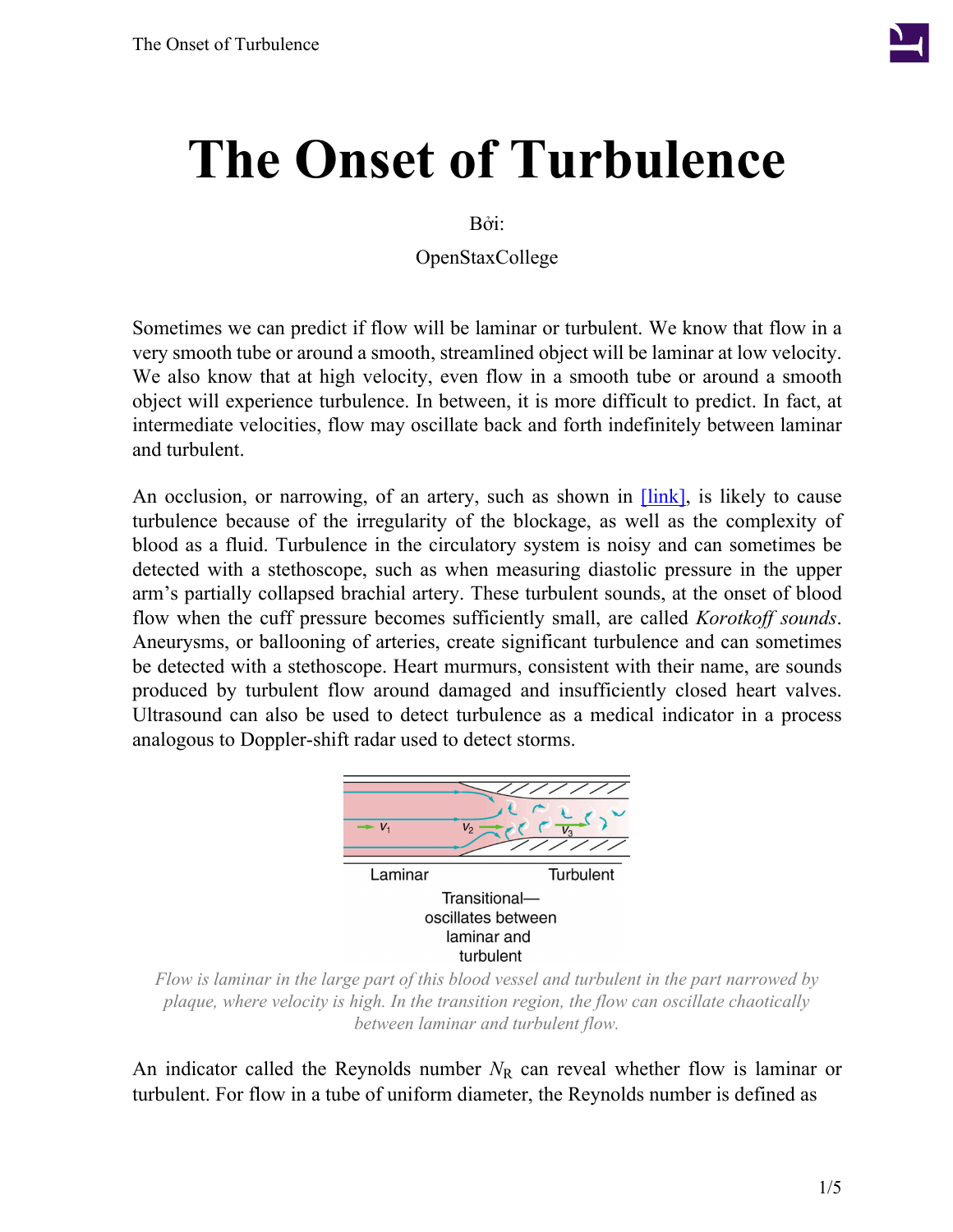# The Onset of Turbulence

Bởi:

OpenStaxCollege

Sometimes we can predict if flow will be laminar or turbulent. We know that flow in a very smooth tube or around a smooth, streamlined object will be laminar at low velocity. We also know that at high velocity, even flow in a smooth tube or around a smooth object will experience turbulence. In between, it is more difficult to predict. In fact, at intermediate velocities, flow may oscillate back and forth indefinitely between laminar and turbulent.

An occlusion, or narrowing, of an artery, such as shown in [link], is likely to cause turbulence because of the irregularity of the blockage, as well as the complexity of blood as a fluid. Turbulence in the circulatory system is noisy and can sometimes be detected with a stethoscope, such as when measuring diastolic pressure in the upper arm's partially collapsed brachial artery. These turbulent sounds, at the onset of blood flow when the cuff pressure becomes sufficiently small, are called *Korotkoff sounds*. Aneurysms, or ballooning of arteries, create significant turbulence and can sometimes be detected with a stethoscope. Heart murmurs, consistent with their name, are sounds produced by turbulent flow around damaged and insufficiently closed heart valves. Ultrasound can also be used to detect turbulence as a medical indicator in a process analogous to Doppler-shift radar used to detect storms.

$v_1$

$v_2$

$v_3$

Laminar

Turbulent

Transitional—oscillates between laminar and turbulent

Flow is laminar in the large part of this blood vessel and turbulent in the part narrowed by plaque, where velocity is high. In the transition region, the flow can oscillate chaotically between laminar and turbulent flow.

An indicator called the Reynolds number $N_R$ can reveal whether flow is laminar or turbulent. For flow in a tube of uniform diameter, the Reynolds number is defined as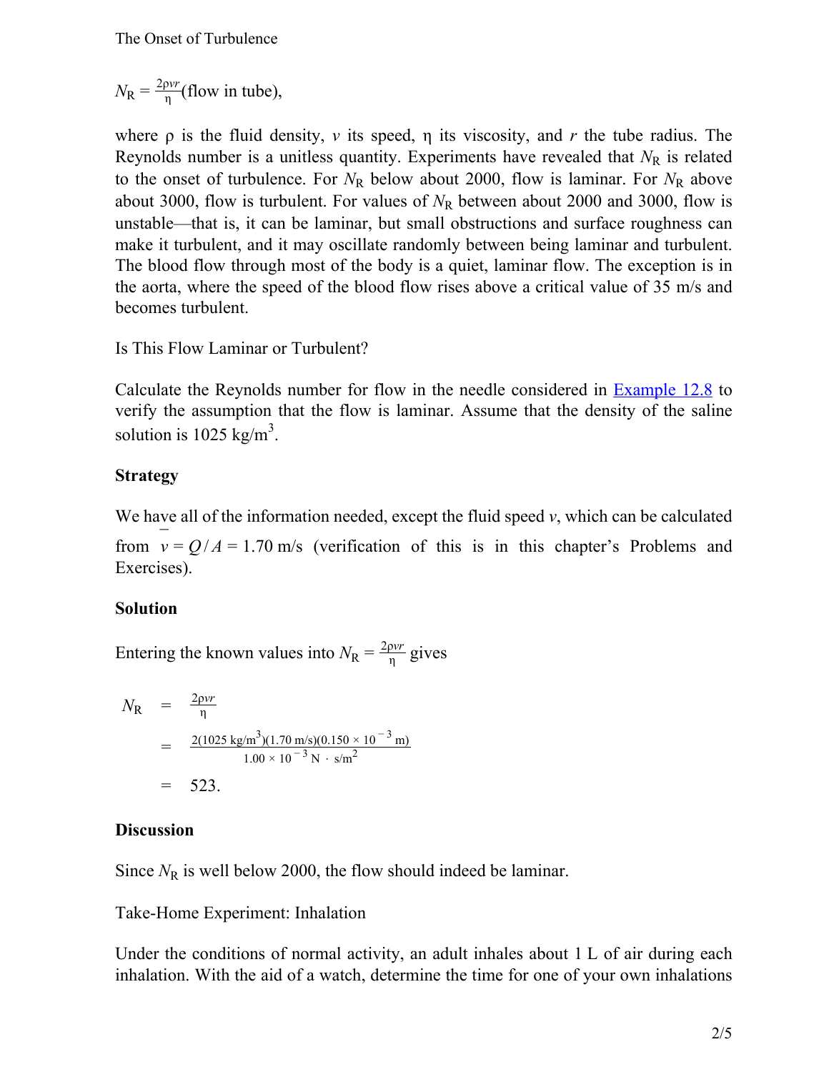$$N_R = \frac{2\rho v r}{\eta} \text{(flow in tube)},$$

where ρ is the fluid density, $v$ its speed, η its viscosity, and $r$ the tube radius. The Reynolds number is a unitless quantity. Experiments have revealed that $N_R$ is related to the onset of turbulence. For $N_R$ below about 2000, flow is laminar. For $N_R$ above about 3000, flow is turbulent. For values of $N_R$ between about 2000 and 3000, flow is unstable—that is, it can be laminar, but small obstructions and surface roughness can make it turbulent, and it may oscillate randomly between being laminar and turbulent. The blood flow through most of the body is a quiet, laminar flow. The exception is in the aorta, where the speed of the blood flow rises above a critical value of 35 m/s and becomes turbulent.

Is This Flow Laminar or Turbulent?

Calculate the Reynolds number for flow in the needle considered in Example 12.8 to verify the assumption that the flow is laminar. Assume that the density of the saline solution is 1025 kg/m$^3$.

**Strategy**

We have all of the information needed, except the fluid speed $v$, which can be calculated from $\bar{v} = Q/A = 1.70 \text{ m/s}$ (verification of this is in this chapter's Problems and Exercises).

**Solution**

Entering the known values into $N_R = \frac{2\rho v r}{\eta}$ gives

$$\begin{aligned} N_R &= \frac{2\rho v r}{\eta} \\ &= \frac{2(1025 \text{ kg/m}^3)(1.70 \text{ m/s})(0.150 \times 10^{-3} \text{ m})}{1.00 \times 10^{-3} \text{ N} \cdot \text{s/m}^2} \\ &= 523. \end{aligned}$$

**Discussion**

Since $N_R$ is well below 2000, the flow should indeed be laminar.

Take-Home Experiment: Inhalation

Under the conditions of normal activity, an adult inhales about 1 L of air during each inhalation. With the aid of a watch, determine the time for one of your own inhalations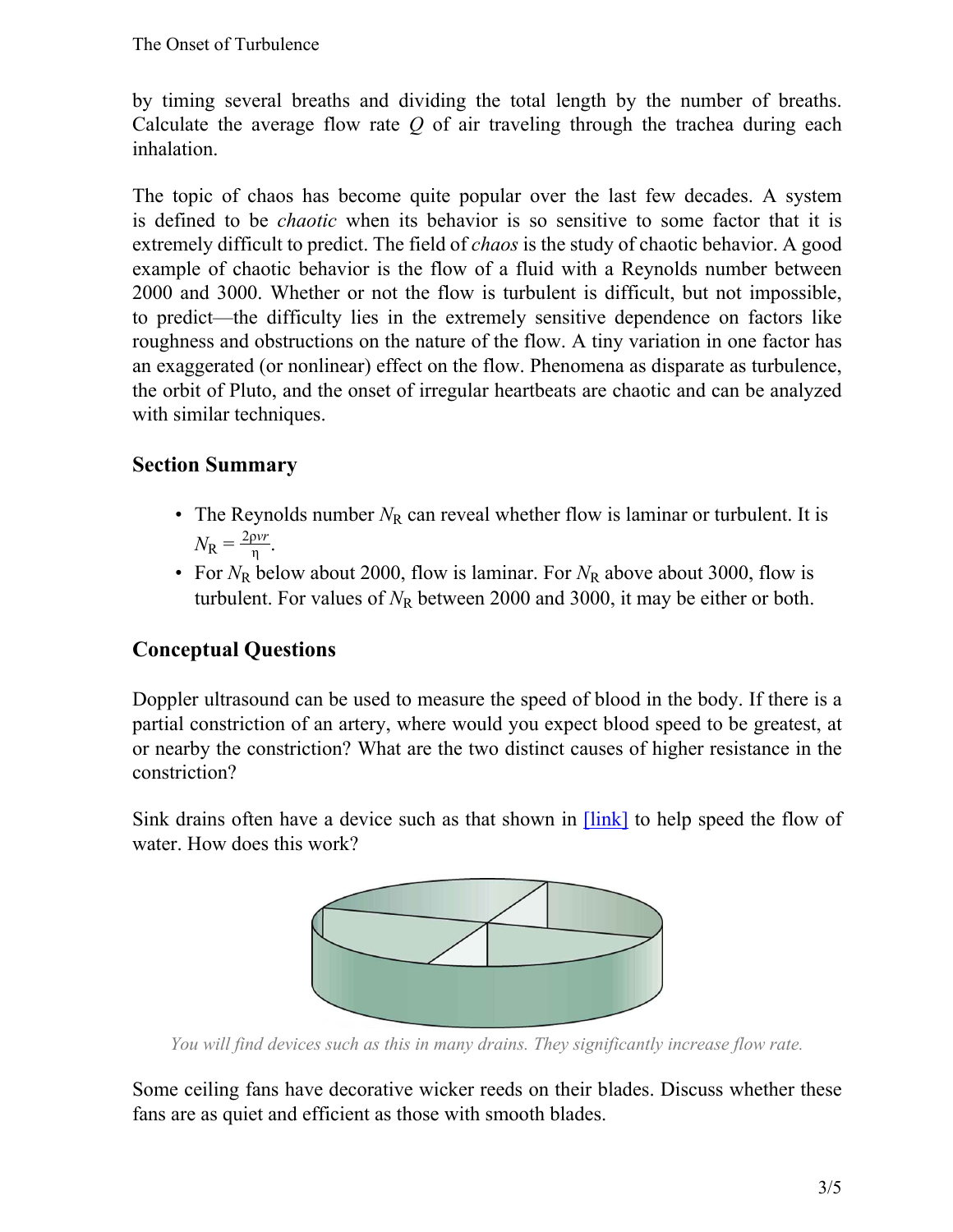by timing several breaths and dividing the total length by the number of breaths. Calculate the average flow rate $Q$ of air traveling through the trachea during each inhalation.

The topic of chaos has become quite popular over the last few decades. A system is defined to be *chaotic* when its behavior is so sensitive to some factor that it is extremely difficult to predict. The field of *chaos* is the study of chaotic behavior. A good example of chaotic behavior is the flow of a fluid with a Reynolds number between 2000 and 3000. Whether or not the flow is turbulent is difficult, but not impossible, to predict—the difficulty lies in the extremely sensitive dependence on factors like roughness and obstructions on the nature of the flow. A tiny variation in one factor has an exaggerated (or nonlinear) effect on the flow. Phenomena as disparate as turbulence, the orbit of Pluto, and the onset of irregular heartbeats are chaotic and can be analyzed with similar techniques.

## Section Summary

- The Reynolds number $N_R$ can reveal whether flow is laminar or turbulent. It is $N_R = \frac{2\rho v r}{\eta}$.
- For $N_R$ below about 2000, flow is laminar. For $N_R$ above about 3000, flow is turbulent. For values of $N_R$ between 2000 and 3000, it may be either or both.

## Conceptual Questions

Doppler ultrasound can be used to measure the speed of blood in the body. If there is a partial constriction of an artery, where would you expect blood speed to be greatest, at or nearby the constriction? What are the two distinct causes of higher resistance in the constriction?

Sink drains often have a device such as that shown in [link] to help speed the flow of water. How does this work?

*You will find devices such as this in many drains. They significantly increase flow rate.*

Some ceiling fans have decorative wicker reeds on their blades. Discuss whether these fans are as quiet and efficient as those with smooth blades.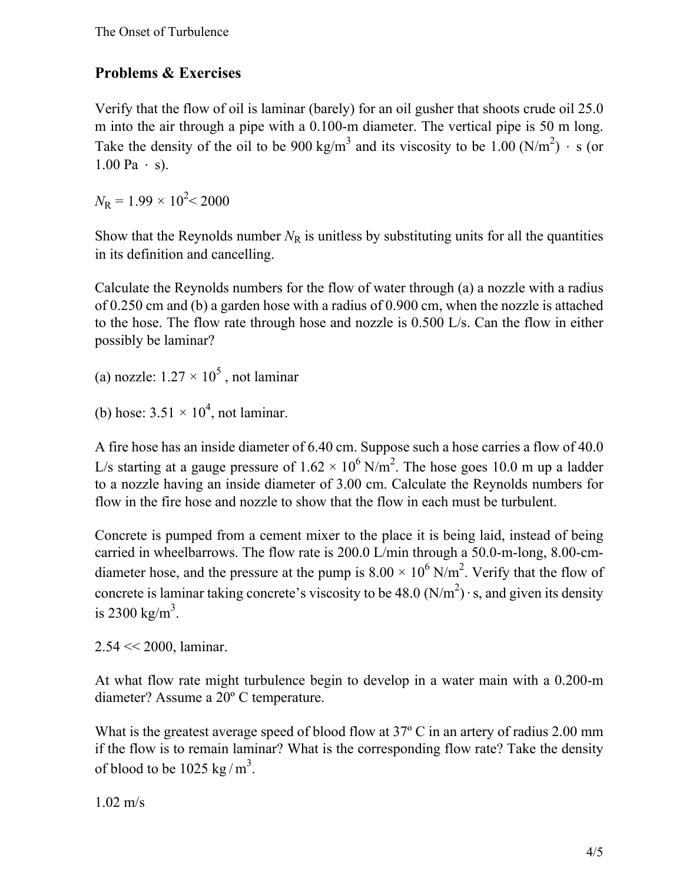## Problems & Exercises

Verify that the flow of oil is laminar (barely) for an oil gusher that shoots crude oil 25.0 m into the air through a pipe with a 0.100-m diameter. The vertical pipe is 50 m long. Take the density of the oil to be 900 kg/m$^3$ and its viscosity to be 1.00 (N/m$^2$) · s (or 1.00 Pa · s).

$N_R = 1.99 \times 10^2 < 2000$

Show that the Reynolds number $N_R$ is unitless by substituting units for all the quantities in its definition and cancelling.

Calculate the Reynolds numbers for the flow of water through (a) a nozzle with a radius of 0.250 cm and (b) a garden hose with a radius of 0.900 cm, when the nozzle is attached to the hose. The flow rate through hose and nozzle is 0.500 L/s. Can the flow in either possibly be laminar?

(a) nozzle: $1.27 \times 10^5$ , not laminar

(b) hose: $3.51 \times 10^4$, not laminar.

A fire hose has an inside diameter of 6.40 cm. Suppose such a hose carries a flow of 40.0 L/s starting at a gauge pressure of $1.62 \times 10^6$ N/m$^2$. The hose goes 10.0 m up a ladder to a nozzle having an inside diameter of 3.00 cm. Calculate the Reynolds numbers for flow in the fire hose and nozzle to show that the flow in each must be turbulent.

Concrete is pumped from a cement mixer to the place it is being laid, instead of being carried in wheelbarrows. The flow rate is 200.0 L/min through a 50.0-m-long, 8.00-cm-diameter hose, and the pressure at the pump is $8.00 \times 10^6$ N/m$^2$. Verify that the flow of concrete is laminar taking concrete's viscosity to be 48.0 (N/m$^2$) · s, and given its density is 2300 kg/m$^3$.

$2.54 \ll 2000$, laminar.

At what flow rate might turbulence begin to develop in a water main with a 0.200-m diameter? Assume a 20º C temperature.

What is the greatest average speed of blood flow at 37º C in an artery of radius 2.00 mm if the flow is to remain laminar? What is the corresponding flow rate? Take the density of blood to be 1025 kg / m$^3$.

1.02 m/s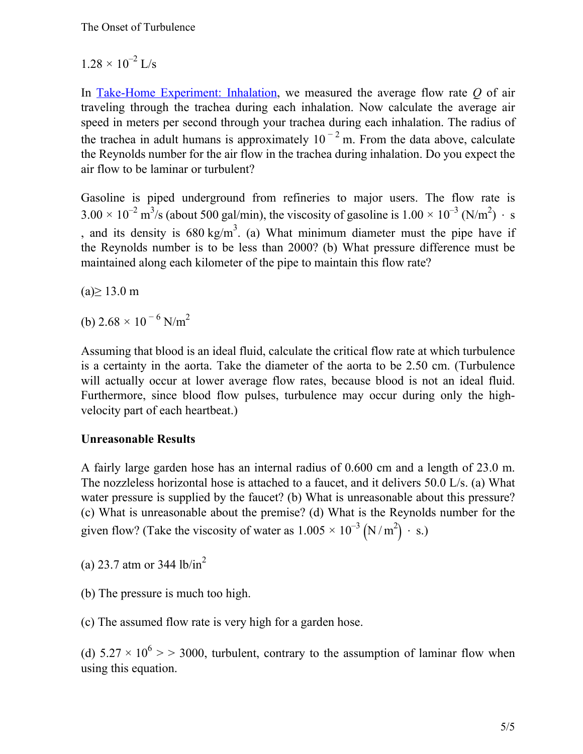$1.28 \times 10^{-2}$ L/s

In Take-Home Experiment: Inhalation, we measured the average flow rate $Q$ of air traveling through the trachea during each inhalation. Now calculate the average air speed in meters per second through your trachea during each inhalation. The radius of the trachea in adult humans is approximately $10^{-2}$ m. From the data above, calculate the Reynolds number for the air flow in the trachea during inhalation. Do you expect the air flow to be laminar or turbulent?

Gasoline is piped underground from refineries to major users. The flow rate is $3.00 \times 10^{-2}\ \text{m}^3\text{/s}$ (about 500 gal/min), the viscosity of gasoline is $1.00 \times 10^{-3}\ (\text{N/m}^2) \cdot \text{s}$, and its density is $680\ \text{kg/m}^3$. (a) What minimum diameter must the pipe have if the Reynolds number is to be less than 2000? (b) What pressure difference must be maintained along each kilometer of the pipe to maintain this flow rate?

(a)$\geq 13.0$ m

(b) $2.68 \times 10^{-6}\ \text{N/m}^2$

Assuming that blood is an ideal fluid, calculate the critical flow rate at which turbulence is a certainty in the aorta. Take the diameter of the aorta to be 2.50 cm. (Turbulence will actually occur at lower average flow rates, because blood is not an ideal fluid. Furthermore, since blood flow pulses, turbulence may occur during only the high-velocity part of each heartbeat.)

**Unreasonable Results**

A fairly large garden hose has an internal radius of 0.600 cm and a length of 23.0 m. The nozzleless horizontal hose is attached to a faucet, and it delivers 50.0 L/s. (a) What water pressure is supplied by the faucet? (b) What is unreasonable about this pressure? (c) What is unreasonable about the premise? (d) What is the Reynolds number for the given flow? (Take the viscosity of water as $1.005 \times 10^{-3}\ \left(\text{N/m}^2\right) \cdot \text{s}$.)

(a) 23.7 atm or $344\ \text{lb/in}^2$

(b) The pressure is much too high.

(c) The assumed flow rate is very high for a garden hose.

(d) $5.27 \times 10^{6} >> 3000$, turbulent, contrary to the assumption of laminar flow when using this equation.